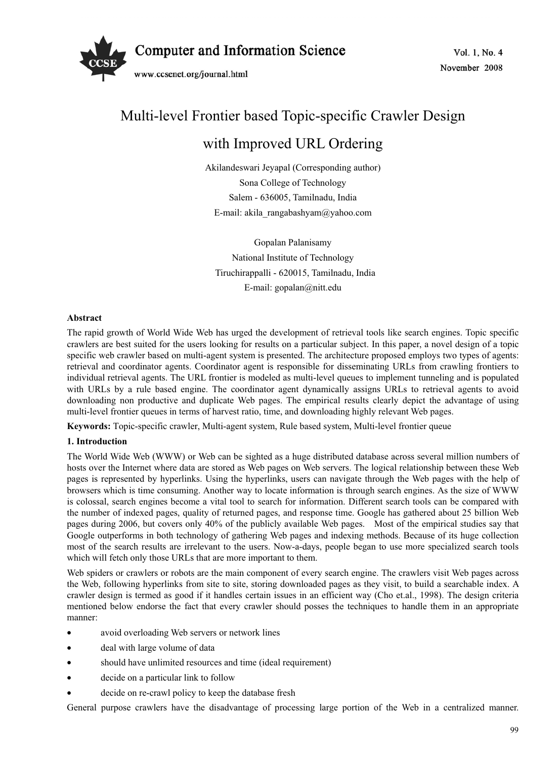# Multi-level Frontier based Topic-specific Crawler Design with Improved URL Ordering

Akilandeswari Jeyapal (Corresponding author)

Sona College of Technology

Salem - 636005, Tamilnadu, India

E-mail: akila_rangabashyam@yahoo.com

Gopalan Palanisamy

National Institute of Technology

Tiruchirappalli - 620015, Tamilnadu, India

E-mail: gopalan@nitt.edu

**Abstract**

The rapid growth of World Wide Web has urged the development of retrieval tools like search engines. Topic specific crawlers are best suited for the users looking for results on a particular subject. In this paper, a novel design of a topic specific web crawler based on multi-agent system is presented. The architecture proposed employs two types of agents: retrieval and coordinator agents. Coordinator agent is responsible for disseminating URLs from crawling frontiers to individual retrieval agents. The URL frontier is modeled as multi-level queues to implement tunneling and is populated with URLs by a rule based engine. The coordinator agent dynamically assigns URLs to retrieval agents to avoid downloading non productive and duplicate Web pages. The empirical results clearly depict the advantage of using multi-level frontier queues in terms of harvest ratio, time, and downloading highly relevant Web pages.

**Keywords:** Topic-specific crawler, Multi-agent system, Rule based system, Multi-level frontier queue

## 1. Introduction

The World Wide Web (WWW) or Web can be sighted as a huge distributed database across several million numbers of hosts over the Internet where data are stored as Web pages on Web servers. The logical relationship between these Web pages is represented by hyperlinks. Using the hyperlinks, users can navigate through the Web pages with the help of browsers which is time consuming. Another way to locate information is through search engines. As the size of WWW is colossal, search engines become a vital tool to search for information. Different search tools can be compared with the number of indexed pages, quality of returned pages, and response time. Google has gathered about 25 billion Web pages during 2006, but covers only 40% of the publicly available Web pages. Most of the empirical studies say that Google outperforms in both technology of gathering Web pages and indexing methods. Because of its huge collection most of the search results are irrelevant to the users. Now-a-days, people began to use more specialized search tools which will fetch only those URLs that are more important to them.

Web spiders or crawlers or robots are the main component of every search engine. The crawlers visit Web pages across the Web, following hyperlinks from site to site, storing downloaded pages as they visit, to build a searchable index. A crawler design is termed as good if it handles certain issues in an efficient way (Cho et.al., 1998). The design criteria mentioned below endorse the fact that every crawler should posses the techniques to handle them in an appropriate manner:

- avoid overloading Web servers or network lines
- deal with large volume of data
- should have unlimited resources and time (ideal requirement)
- decide on a particular link to follow
- decide on re-crawl policy to keep the database fresh

General purpose crawlers have the disadvantage of processing large portion of the Web in a centralized manner.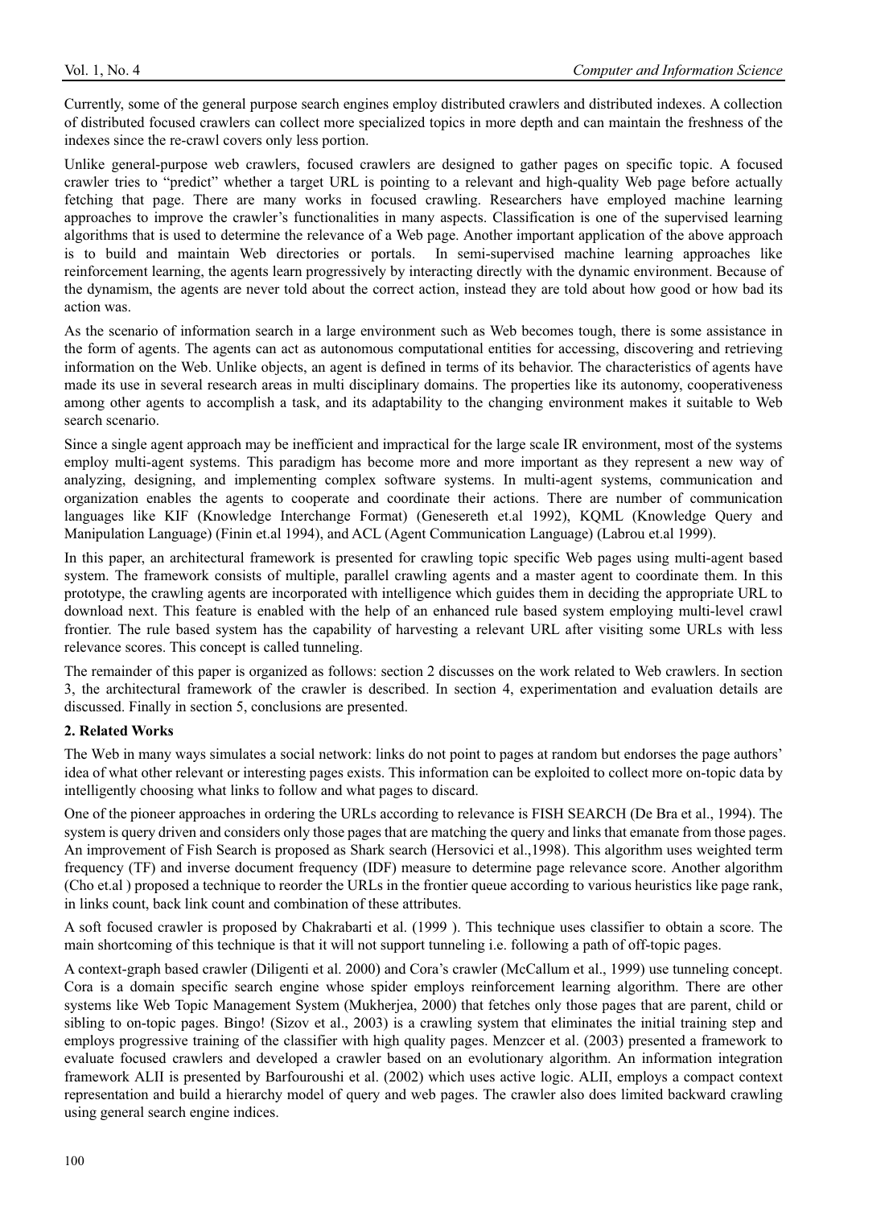Currently, some of the general purpose search engines employ distributed crawlers and distributed indexes. A collection of distributed focused crawlers can collect more specialized topics in more depth and can maintain the freshness of the indexes since the re-crawl covers only less portion.

Unlike general-purpose web crawlers, focused crawlers are designed to gather pages on specific topic. A focused crawler tries to "predict" whether a target URL is pointing to a relevant and high-quality Web page before actually fetching that page. There are many works in focused crawling. Researchers have employed machine learning approaches to improve the crawler's functionalities in many aspects. Classification is one of the supervised learning algorithms that is used to determine the relevance of a Web page. Another important application of the above approach is to build and maintain Web directories or portals. In semi-supervised machine learning approaches like reinforcement learning, the agents learn progressively by interacting directly with the dynamic environment. Because of the dynamism, the agents are never told about the correct action, instead they are told about how good or how bad its action was.

As the scenario of information search in a large environment such as Web becomes tough, there is some assistance in the form of agents. The agents can act as autonomous computational entities for accessing, discovering and retrieving information on the Web. Unlike objects, an agent is defined in terms of its behavior. The characteristics of agents have made its use in several research areas in multi disciplinary domains. The properties like its autonomy, cooperativeness among other agents to accomplish a task, and its adaptability to the changing environment makes it suitable to Web search scenario.

Since a single agent approach may be inefficient and impractical for the large scale IR environment, most of the systems employ multi-agent systems. This paradigm has become more and more important as they represent a new way of analyzing, designing, and implementing complex software systems. In multi-agent systems, communication and organization enables the agents to cooperate and coordinate their actions. There are number of communication languages like KIF (Knowledge Interchange Format) (Genesereth et.al 1992), KQML (Knowledge Query and Manipulation Language) (Finin et.al 1994), and ACL (Agent Communication Language) (Labrou et.al 1999).

In this paper, an architectural framework is presented for crawling topic specific Web pages using multi-agent based system. The framework consists of multiple, parallel crawling agents and a master agent to coordinate them. In this prototype, the crawling agents are incorporated with intelligence which guides them in deciding the appropriate URL to download next. This feature is enabled with the help of an enhanced rule based system employing multi-level crawl frontier. The rule based system has the capability of harvesting a relevant URL after visiting some URLs with less relevance scores. This concept is called tunneling.

The remainder of this paper is organized as follows: section 2 discusses on the work related to Web crawlers. In section 3, the architectural framework of the crawler is described. In section 4, experimentation and evaluation details are discussed. Finally in section 5, conclusions are presented.

## 2. Related Works

The Web in many ways simulates a social network: links do not point to pages at random but endorses the page authors' idea of what other relevant or interesting pages exists. This information can be exploited to collect more on-topic data by intelligently choosing what links to follow and what pages to discard.

One of the pioneer approaches in ordering the URLs according to relevance is FISH SEARCH (De Bra et al., 1994). The system is query driven and considers only those pages that are matching the query and links that emanate from those pages. An improvement of Fish Search is proposed as Shark search (Hersovici et al.,1998). This algorithm uses weighted term frequency (TF) and inverse document frequency (IDF) measure to determine page relevance score. Another algorithm (Cho et.al ) proposed a technique to reorder the URLs in the frontier queue according to various heuristics like page rank, in links count, back link count and combination of these attributes.

A soft focused crawler is proposed by Chakrabarti et al. (1999 ). This technique uses classifier to obtain a score. The main shortcoming of this technique is that it will not support tunneling i.e. following a path of off-topic pages.

A context-graph based crawler (Diligenti et al. 2000) and Cora's crawler (McCallum et al., 1999) use tunneling concept. Cora is a domain specific search engine whose spider employs reinforcement learning algorithm. There are other systems like Web Topic Management System (Mukherjea, 2000) that fetches only those pages that are parent, child or sibling to on-topic pages. Bingo! (Sizov et al., 2003) is a crawling system that eliminates the initial training step and employs progressive training of the classifier with high quality pages. Menzcer et al. (2003) presented a framework to evaluate focused crawlers and developed a crawler based on an evolutionary algorithm. An information integration framework ALII is presented by Barfouroushi et al. (2002) which uses active logic. ALII, employs a compact context representation and build a hierarchy model of query and web pages. The crawler also does limited backward crawling using general search engine indices.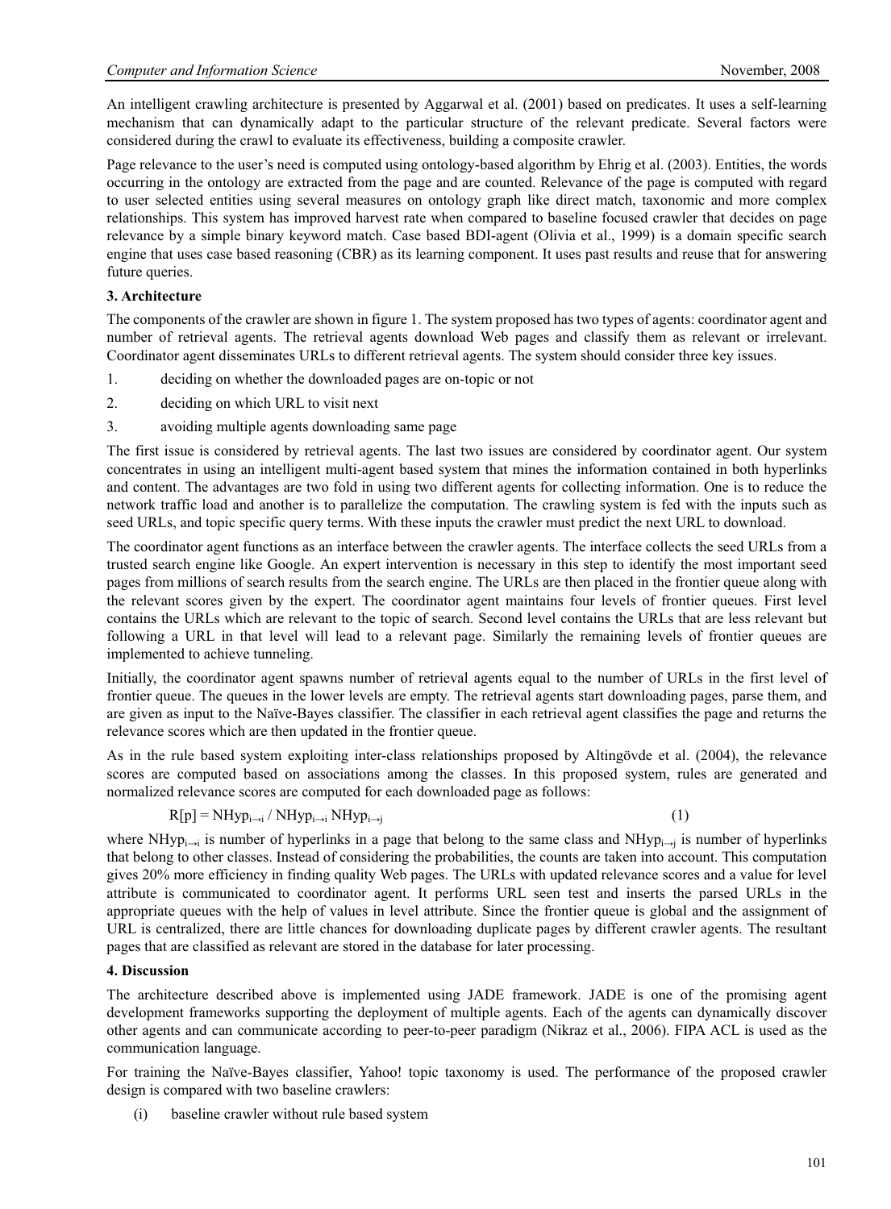An intelligent crawling architecture is presented by Aggarwal et al. (2001) based on predicates. It uses a self-learning mechanism that can dynamically adapt to the particular structure of the relevant predicate. Several factors were considered during the crawl to evaluate its effectiveness, building a composite crawler.

Page relevance to the user's need is computed using ontology-based algorithm by Ehrig et al. (2003). Entities, the words occurring in the ontology are extracted from the page and are counted. Relevance of the page is computed with regard to user selected entities using several measures on ontology graph like direct match, taxonomic and more complex relationships. This system has improved harvest rate when compared to baseline focused crawler that decides on page relevance by a simple binary keyword match. Case based BDI-agent (Olivia et al., 1999) is a domain specific search engine that uses case based reasoning (CBR) as its learning component. It uses past results and reuse that for answering future queries.

**3. Architecture**

The components of the crawler are shown in figure 1. The system proposed has two types of agents: coordinator agent and number of retrieval agents. The retrieval agents download Web pages and classify them as relevant or irrelevant. Coordinator agent disseminates URLs to different retrieval agents. The system should consider three key issues.

1. deciding on whether the downloaded pages are on-topic or not
2. deciding on which URL to visit next
3. avoiding multiple agents downloading same page

The first issue is considered by retrieval agents. The last two issues are considered by coordinator agent. Our system concentrates in using an intelligent multi-agent based system that mines the information contained in both hyperlinks and content. The advantages are two fold in using two different agents for collecting information. One is to reduce the network traffic load and another is to parallelize the computation. The crawling system is fed with the inputs such as seed URLs, and topic specific query terms. With these inputs the crawler must predict the next URL to download.

The coordinator agent functions as an interface between the crawler agents. The interface collects the seed URLs from a trusted search engine like Google. An expert intervention is necessary in this step to identify the most important seed pages from millions of search results from the search engine. The URLs are then placed in the frontier queue along with the relevant scores given by the expert. The coordinator agent maintains four levels of frontier queues. First level contains the URLs which are relevant to the topic of search. Second level contains the URLs that are less relevant but following a URL in that level will lead to a relevant page. Similarly the remaining levels of frontier queues are implemented to achieve tunneling.

Initially, the coordinator agent spawns number of retrieval agents equal to the number of URLs in the first level of frontier queue. The queues in the lower levels are empty. The retrieval agents start downloading pages, parse them, and are given as input to the Naïve-Bayes classifier. The classifier in each retrieval agent classifies the page and returns the relevance scores which are then updated in the frontier queue.

As in the rule based system exploiting inter-class relationships proposed by Altingövde et al. (2004), the relevance scores are computed based on associations among the classes. In this proposed system, rules are generated and normalized relevance scores are computed for each downloaded page as follows:

$$R[p] = NHyp_{i\to i} / NHyp_{i\to i}\ NHyp_{i\to j} \qquad (1)$$

where $NHyp_{i\to i}$ is number of hyperlinks in a page that belong to the same class and $NHyp_{i\to j}$ is number of hyperlinks that belong to other classes. Instead of considering the probabilities, the counts are taken into account. This computation gives 20% more efficiency in finding quality Web pages. The URLs with updated relevance scores and a value for level attribute is communicated to coordinator agent. It performs URL seen test and inserts the parsed URLs in the appropriate queues with the help of values in level attribute. Since the frontier queue is global and the assignment of URL is centralized, there are little chances for downloading duplicate pages by different crawler agents. The resultant pages that are classified as relevant are stored in the database for later processing.

**4. Discussion**

The architecture described above is implemented using JADE framework. JADE is one of the promising agent development frameworks supporting the deployment of multiple agents. Each of the agents can dynamically discover other agents and can communicate according to peer-to-peer paradigm (Nikraz et al., 2006). FIPA ACL is used as the communication language.

For training the Naïve-Bayes classifier, Yahoo! topic taxonomy is used. The performance of the proposed crawler design is compared with two baseline crawlers:

(i) baseline crawler without rule based system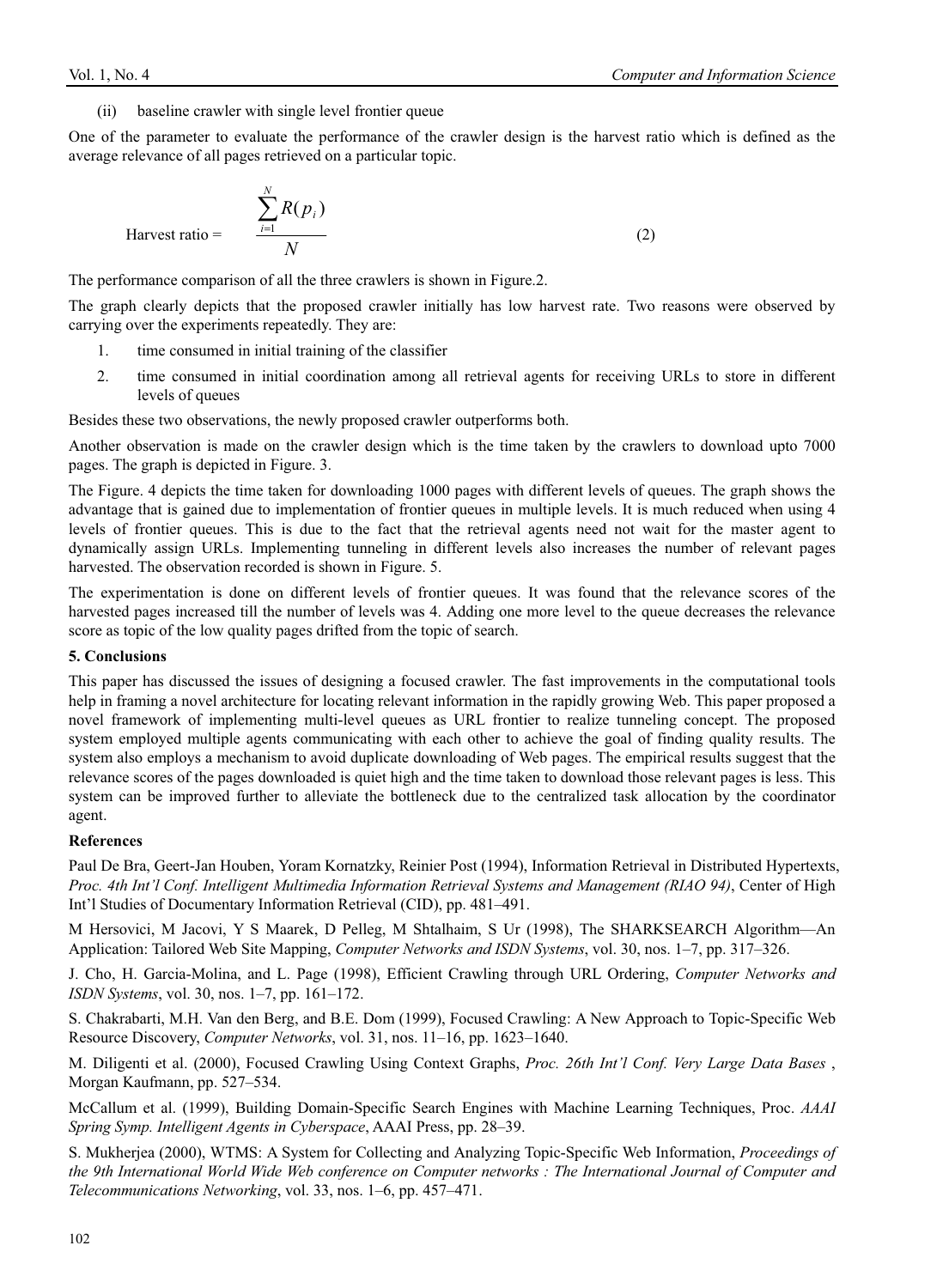(ii) baseline crawler with single level frontier queue

One of the parameter to evaluate the performance of the crawler design is the harvest ratio which is defined as the average relevance of all pages retrieved on a particular topic.

$$\text{Harvest ratio} = \frac{\sum_{i=1}^{N} R(p_i)}{N} \tag{2}$$

The performance comparison of all the three crawlers is shown in Figure.2.

The graph clearly depicts that the proposed crawler initially has low harvest rate. Two reasons were observed by carrying over the experiments repeatedly. They are:

1. time consumed in initial training of the classifier
2. time consumed in initial coordination among all retrieval agents for receiving URLs to store in different levels of queues

Besides these two observations, the newly proposed crawler outperforms both.

Another observation is made on the crawler design which is the time taken by the crawlers to download upto 7000 pages. The graph is depicted in Figure. 3.

The Figure. 4 depicts the time taken for downloading 1000 pages with different levels of queues. The graph shows the advantage that is gained due to implementation of frontier queues in multiple levels. It is much reduced when using 4 levels of frontier queues. This is due to the fact that the retrieval agents need not wait for the master agent to dynamically assign URLs. Implementing tunneling in different levels also increases the number of relevant pages harvested. The observation recorded is shown in Figure. 5.

The experimentation is done on different levels of frontier queues. It was found that the relevance scores of the harvested pages increased till the number of levels was 4. Adding one more level to the queue decreases the relevance score as topic of the low quality pages drifted from the topic of search.

**5. Conclusions**

This paper has discussed the issues of designing a focused crawler. The fast improvements in the computational tools help in framing a novel architecture for locating relevant information in the rapidly growing Web. This paper proposed a novel framework of implementing multi-level queues as URL frontier to realize tunneling concept. The proposed system employed multiple agents communicating with each other to achieve the goal of finding quality results. The system also employs a mechanism to avoid duplicate downloading of Web pages. The empirical results suggest that the relevance scores of the pages downloaded is quiet high and the time taken to download those relevant pages is less. This system can be improved further to alleviate the bottleneck due to the centralized task allocation by the coordinator agent.

**References**

Paul De Bra, Geert-Jan Houben, Yoram Kornatzky, Reinier Post (1994), Information Retrieval in Distributed Hypertexts, *Proc. 4th Int'l Conf. Intelligent Multimedia Information Retrieval Systems and Management (RIAO 94)*, Center of High Int'l Studies of Documentary Information Retrieval (CID), pp. 481–491.

M Hersovici, M Jacovi, Y S Maarek, D Pelleg, M Shtalhaim, S Ur (1998), The SHARKSEARCH Algorithm—An Application: Tailored Web Site Mapping, *Computer Networks and ISDN Systems*, vol. 30, nos. 1–7, pp. 317–326.

J. Cho, H. Garcia-Molina, and L. Page (1998), Efficient Crawling through URL Ordering, *Computer Networks and ISDN Systems*, vol. 30, nos. 1–7, pp. 161–172.

S. Chakrabarti, M.H. Van den Berg, and B.E. Dom (1999), Focused Crawling: A New Approach to Topic-Specific Web Resource Discovery, *Computer Networks*, vol. 31, nos. 11–16, pp. 1623–1640.

M. Diligenti et al. (2000), Focused Crawling Using Context Graphs, *Proc. 26th Int'l Conf. Very Large Data Bases* , Morgan Kaufmann, pp. 527–534.

McCallum et al. (1999), Building Domain-Specific Search Engines with Machine Learning Techniques, Proc. *AAAI Spring Symp. Intelligent Agents in Cyberspace*, AAAI Press, pp. 28–39.

S. Mukherjea (2000), WTMS: A System for Collecting and Analyzing Topic-Specific Web Information, *Proceedings of the 9th International World Wide Web conference on Computer networks : The International Journal of Computer and Telecommunications Networking*, vol. 33, nos. 1–6, pp. 457–471.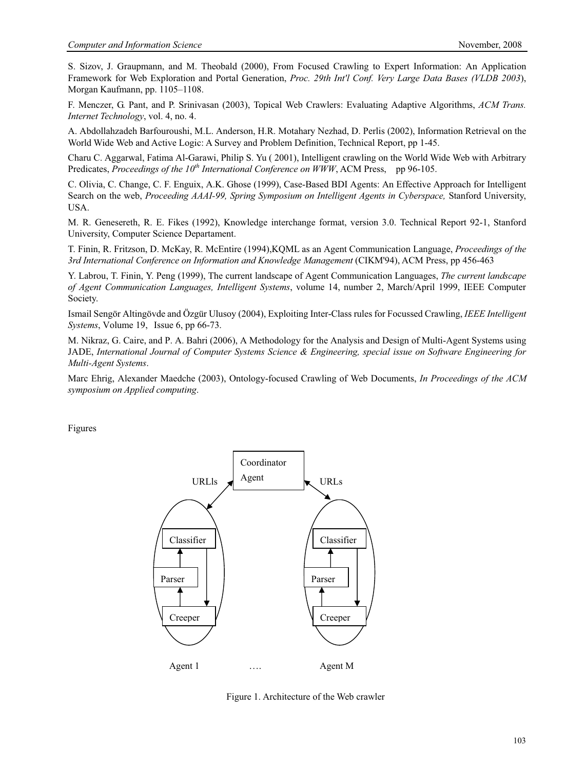S. Sizov, J. Graupmann, and M. Theobald (2000), From Focused Crawling to Expert Information: An Application Framework for Web Exploration and Portal Generation, *Proc. 29th Int'l Conf. Very Large Data Bases (VLDB 2003)*, Morgan Kaufmann, pp. 1105–1108.

F. Menczer, G. Pant, and P. Srinivasan (2003), Topical Web Crawlers: Evaluating Adaptive Algorithms, *ACM Trans. Internet Technology*, vol. 4, no. 4.

A. Abdollahzadeh Barfouroushi, M.L. Anderson, H.R. Motahary Nezhad, D. Perlis (2002), Information Retrieval on the World Wide Web and Active Logic: A Survey and Problem Definition, Technical Report, pp 1-45.

Charu C. Aggarwal, Fatima Al-Garawi, Philip S. Yu ( 2001), Intelligent crawling on the World Wide Web with Arbitrary Predicates, *Proceedings of the 10th International Conference on WWW*, ACM Press, pp 96-105.

C. Olivia, C. Change, C. F. Enguix, A.K. Ghose (1999), Case-Based BDI Agents: An Effective Approach for Intelligent Search on the web, *Proceeding AAAI-99, Spring Symposium on Intelligent Agents in Cyberspace,* Stanford University, USA.

M. R. Genesereth, R. E. Fikes (1992), Knowledge interchange format, version 3.0. Technical Report 92-1, Stanford University, Computer Science Departament.

T. Finin, R. Fritzson, D. McKay, R. McEntire (1994),KQML as an Agent Communication Language, *Proceedings of the 3rd International Conference on Information and Knowledge Management* (CIKM'94), ACM Press, pp 456-463

Y. Labrou, T. Finin, Y. Peng (1999), The current landscape of Agent Communication Languages, *The current landscape of Agent Communication Languages, Intelligent Systems*, volume 14, number 2, March/April 1999, IEEE Computer Society.

Ismail Sengör Altingövde and Özgür Ulusoy (2004), Exploiting Inter-Class rules for Focussed Crawling, *IEEE Intelligent Systems*, Volume 19, Issue 6, pp 66-73.

M. Nikraz, G. Caire, and P. A. Bahri (2006), A Methodology for the Analysis and Design of Multi-Agent Systems using JADE, *International Journal of Computer Systems Science & Engineering, special issue on Software Engineering for Multi-Agent Systems*.

Marc Ehrig, Alexander Maedche (2003), Ontology-focused Crawling of Web Documents, *In Proceedings of the ACM symposium on Applied computing*.

Figures

Figure 1. Architecture of the Web crawler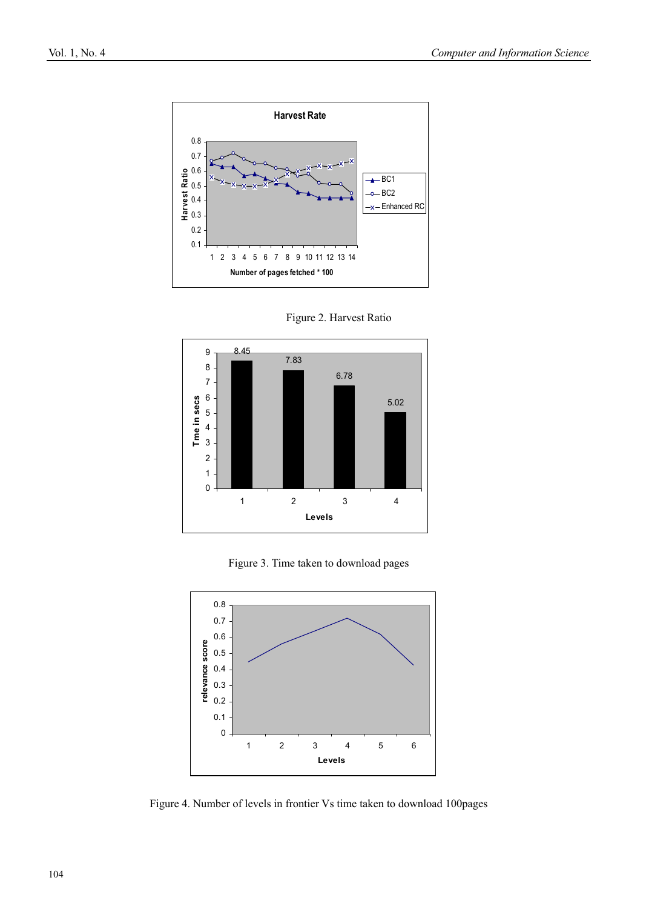Figure 2. Harvest Ratio

Figure 3. Time taken to download pages

Figure 4. Number of levels in frontier Vs time taken to download 100pages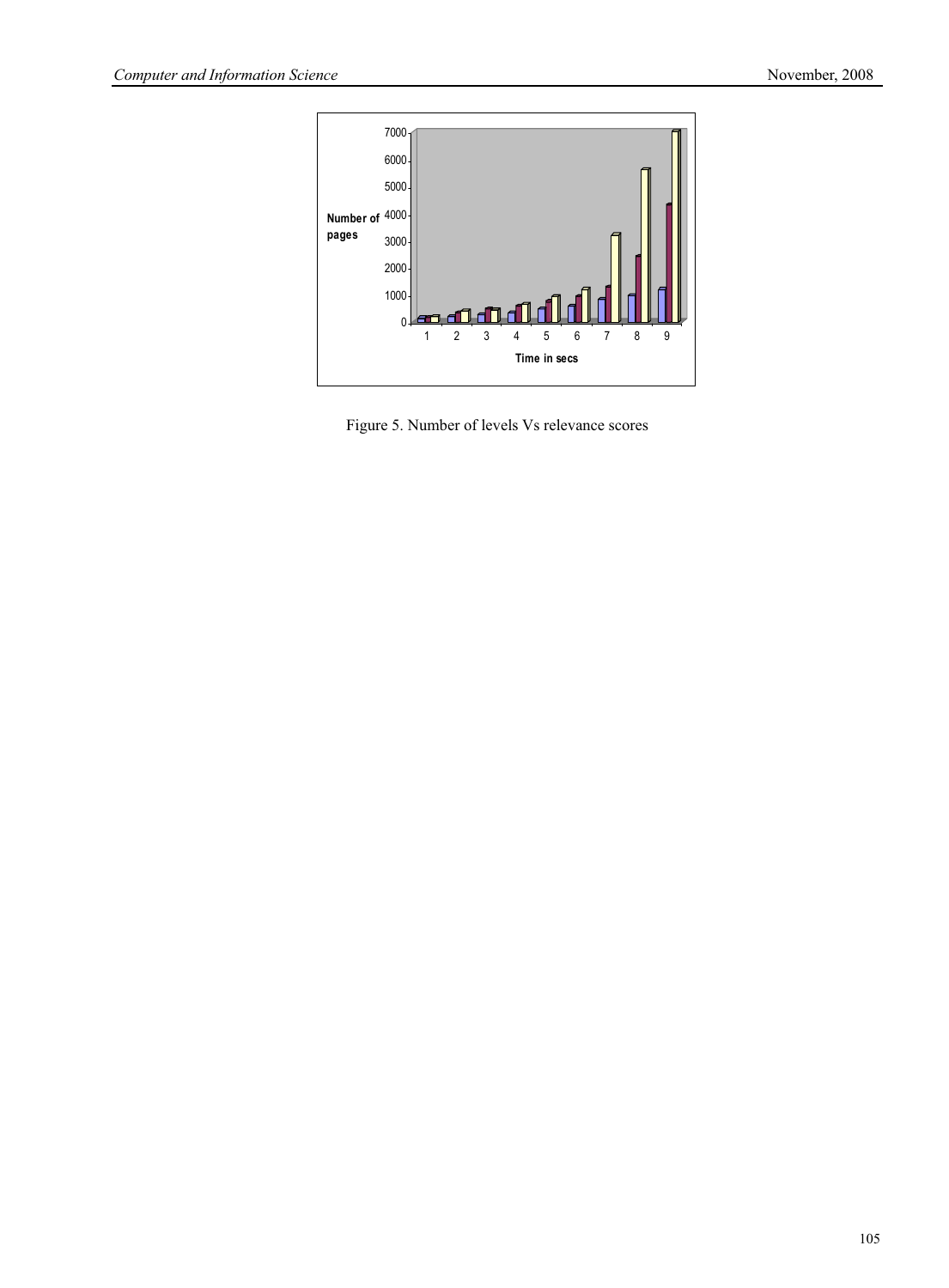7000
6000
5000
Number of pages 4000
3000
2000
1000
0
1 2 3 4 5 6 7 8 9
Time in secs

Figure 5. Number of levels Vs relevance scores